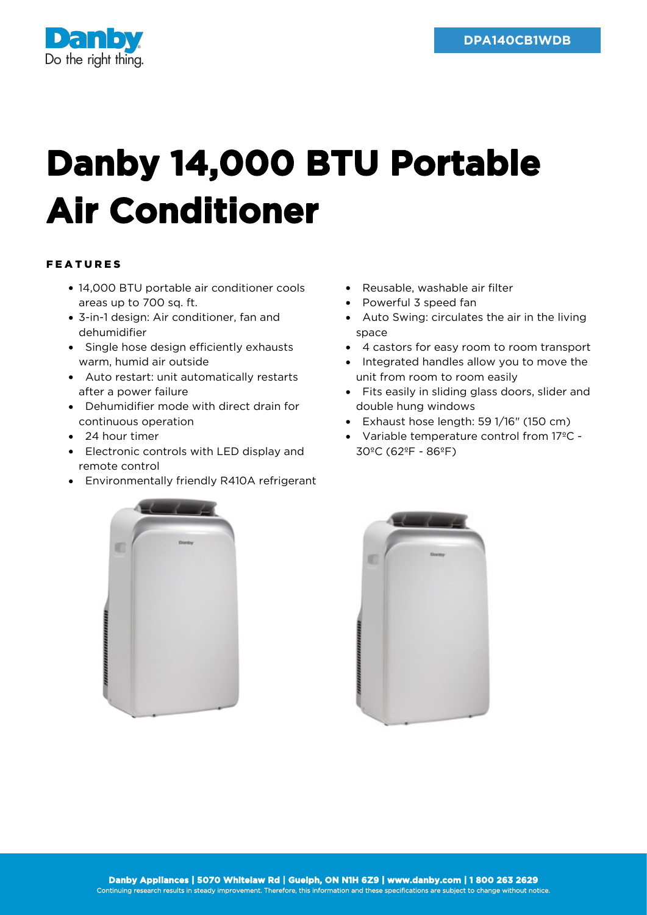DPA140CB1WDB

# Danby 14,000 BTU Portable Air Conditioner

## FEATURES

- 14,000 BTU portable air conditioner cools areas up to 700 sq. ft.
- 3-in-1 design: Air conditioner, fan and dehumidifier
- Single hose design efficiently exhausts warm, humid air outside
- Auto restart: unit automatically restarts after a power failure
- Dehumidifier mode with direct drain for continuous operation
- 24 hour timer
- Electronic controls with LED display and remote control
- Environmentally friendly R410A refrigerant
- Reusable, washable air filter
- Powerful 3 speed fan
- Auto Swing: circulates the air in the living space
- 4 castors for easy room to room transport
- Integrated handles allow you to move the unit from room to room easily
- Fits easily in sliding glass doors, slider and double hung windows
- Exhaust hose length: 59 1/16" (150 cm)
- Variable temperature control from 17ºC - 30ºC (62ºF - 86ºF)

**Danby Appliances | 5070 Whitelaw Rd | Guelph, ON N1H 6Z9 | www.danby.com | 1 800 263 2629**
Continuing research results in steady improvement. Therefore, this information and these specifications are subject to change without notice.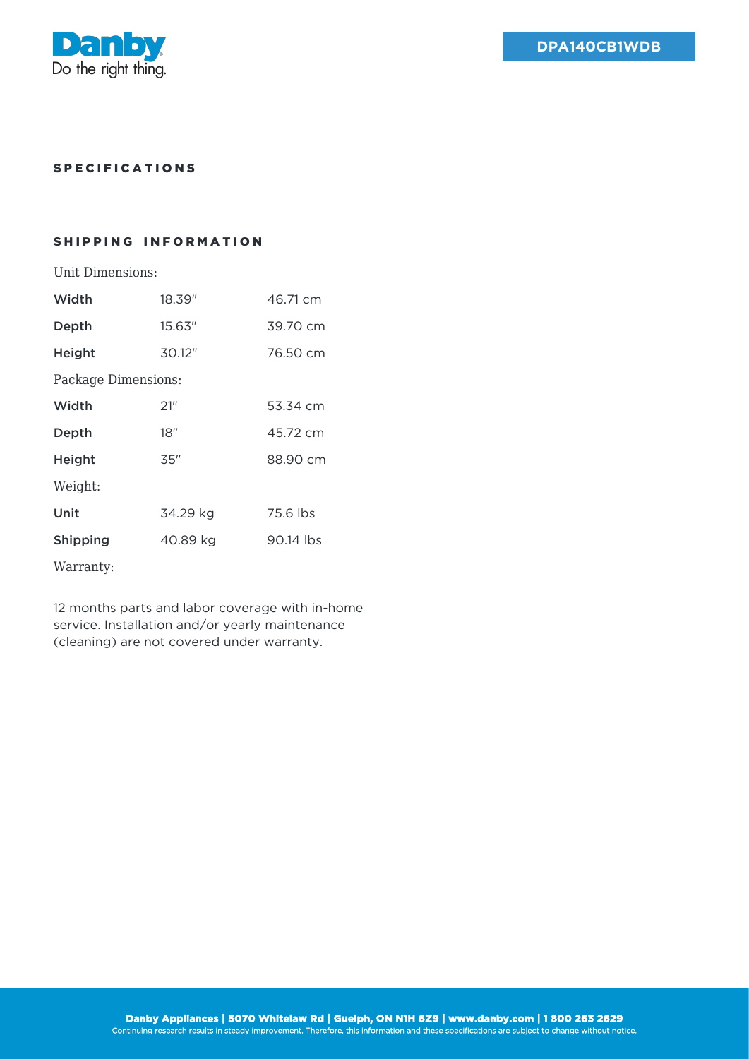DPA140CB1WDB

## SPECIFICATIONS

### SHIPPING INFORMATION

Unit Dimensions:

| | | |
|---|---|---|
| **Width** | 18.39″ | 46.71 cm |
| **Depth** | 15.63″ | 39.70 cm |
| **Height** | 30.12″ | 76.50 cm |

Package Dimensions:

| | | |
|---|---|---|
| **Width** | 21″ | 53.34 cm |
| **Depth** | 18″ | 45.72 cm |
| **Height** | 35″ | 88.90 cm |

Weight:

| | | |
|---|---|---|
| **Unit** | 34.29 kg | 75.6 lbs |
| **Shipping** | 40.89 kg | 90.14 lbs |

Warranty:

12 months parts and labor coverage with in-home service. Installation and/or yearly maintenance (cleaning) are not covered under warranty.

**Danby Appliances | 5070 Whitelaw Rd | Guelph, ON N1H 6Z9 | www.danby.com | 1 800 263 2629**
Continuing research results in steady improvement. Therefore, this information and these specifications are subject to change without notice.